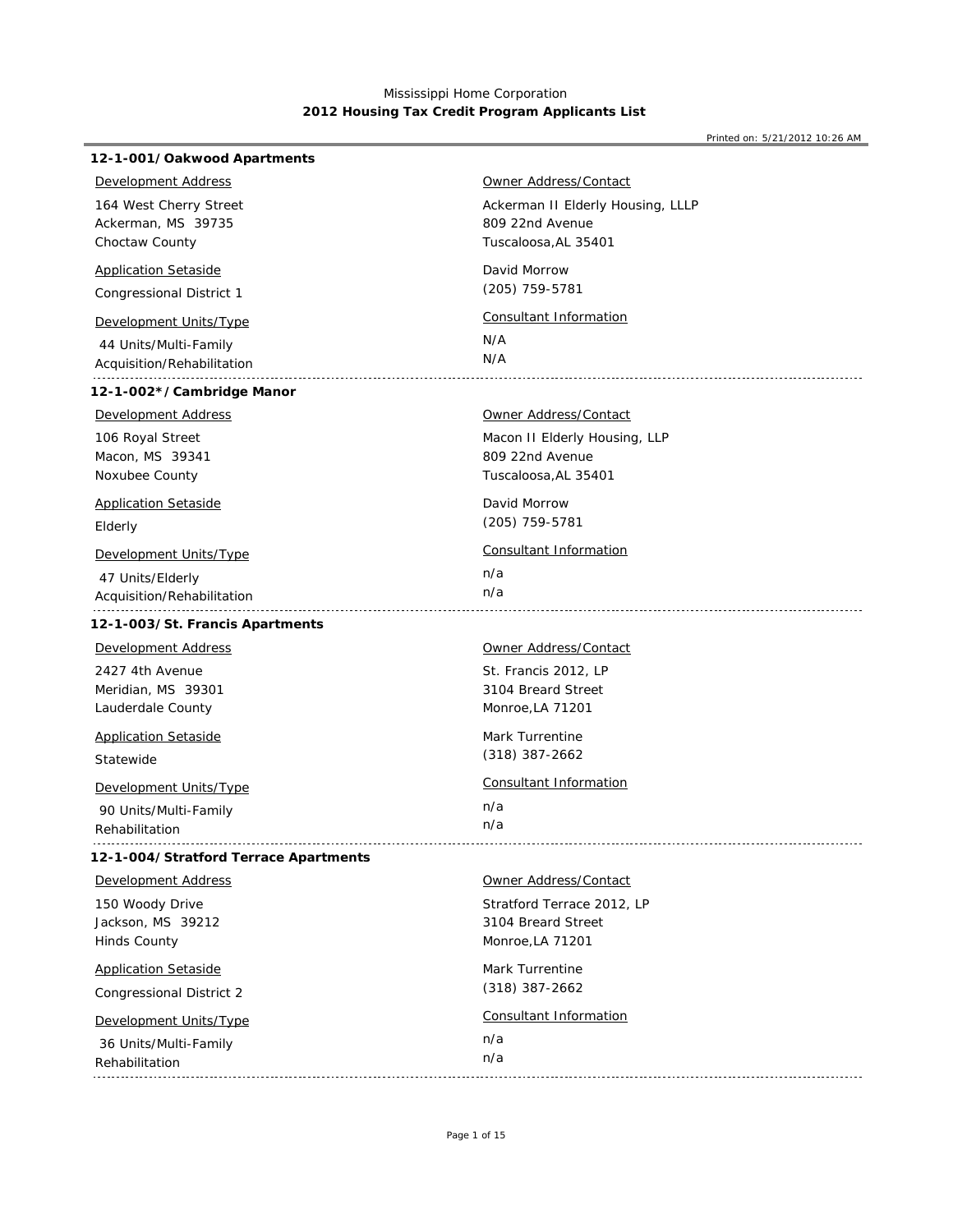Mississippi Home Corporation

**2012 Housing Tax Credit Program Applicants List**

Printed on: 5/21/2012 10:26 AM

---

### 12-1-001/Oakwood Apartments

Development Address

164 West Cherry Street
Ackerman, MS 39735
Choctaw County

Application Setaside

Congressional District 1

Development Units/Type

44 Units/Multi-Family
Acquisition/Rehabilitation

Owner Address/Contact

Ackerman II Elderly Housing, LLLP
809 22nd Avenue
Tuscaloosa,AL 35401

David Morrow
(205) 759-5781

Consultant Information

N/A
N/A

---

### 12-1-002*/Cambridge Manor

Development Address

106 Royal Street
Macon, MS 39341
Noxubee County

Application Setaside

Elderly

Development Units/Type

47 Units/Elderly
Acquisition/Rehabilitation

Owner Address/Contact

Macon II Elderly Housing, LLP
809 22nd Avenue
Tuscaloosa,AL 35401

David Morrow
(205) 759-5781

Consultant Information

n/a
n/a

---

### 12-1-003/St. Francis Apartments

Development Address

2427 4th Avenue
Meridian, MS 39301
Lauderdale County

Application Setaside

Statewide

Development Units/Type

90 Units/Multi-Family
Rehabilitation

Owner Address/Contact

St. Francis 2012, LP
3104 Breard Street
Monroe,LA 71201

Mark Turrentine
(318) 387-2662

Consultant Information

n/a
n/a

---

### 12-1-004/Stratford Terrace Apartments

Development Address

150 Woody Drive
Jackson, MS 39212
Hinds County

Application Setaside

Congressional District 2

Development Units/Type

36 Units/Multi-Family
Rehabilitation

Owner Address/Contact

Stratford Terrace 2012, LP
3104 Breard Street
Monroe,LA 71201

Mark Turrentine
(318) 387-2662

Consultant Information

n/a
n/a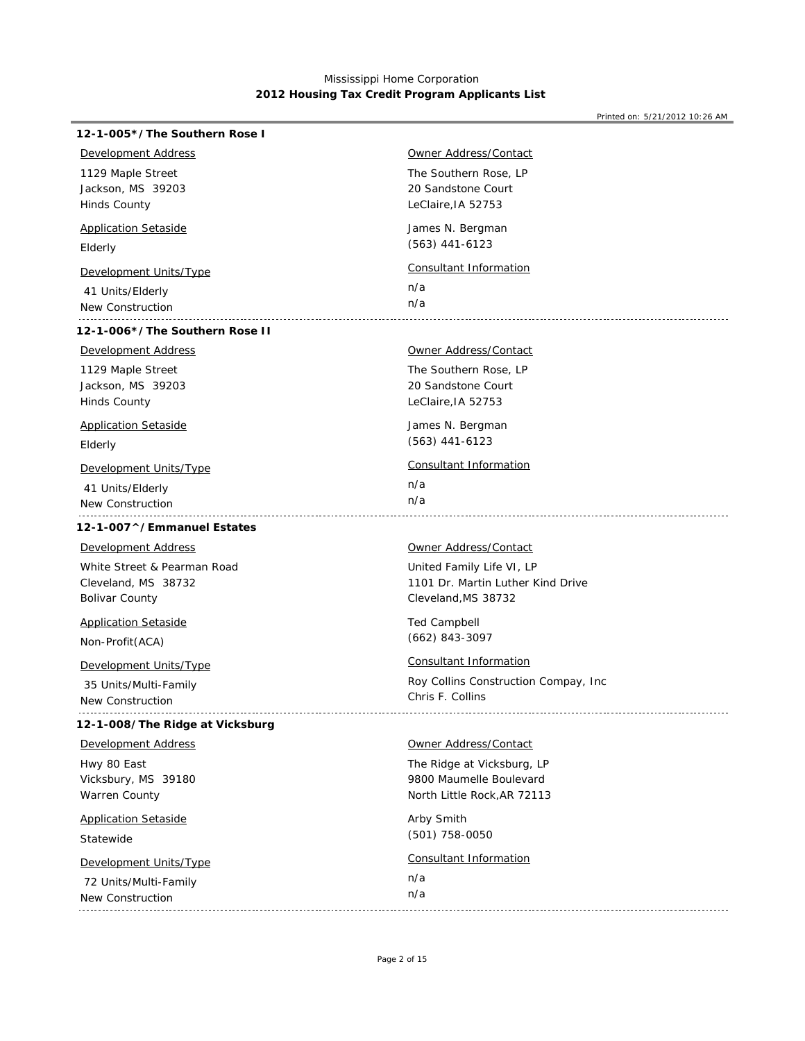Mississippi Home Corporation
**2012 Housing Tax Credit Program Applicants List**

Printed on: 5/21/2012 10:26 AM

### 12-1-005*/The Southern Rose I

Development Address
1129 Maple Street
Jackson, MS 39203
Hinds County

Application Setaside
Elderly

Development Units/Type
41 Units/Elderly
New Construction

Owner Address/Contact
The Southern Rose, LP
20 Sandstone Court
LeClaire,IA 52753

James N. Bergman
(563) 441-6123

Consultant Information
n/a
n/a

---

### 12-1-006*/The Southern Rose II

Development Address
1129 Maple Street
Jackson, MS 39203
Hinds County

Application Setaside
Elderly

Development Units/Type
41 Units/Elderly
New Construction

Owner Address/Contact
The Southern Rose, LP
20 Sandstone Court
LeClaire,IA 52753

James N. Bergman
(563) 441-6123

Consultant Information
n/a
n/a

---

### 12-1-007^/Emmanuel Estates

Development Address
White Street & Pearman Road
Cleveland, MS 38732
Bolivar County

Application Setaside
Non-Profit(ACA)

Development Units/Type
35 Units/Multi-Family
New Construction

Owner Address/Contact
United Family Life VI, LP
1101 Dr. Martin Luther Kind Drive
Cleveland,MS 38732

Ted Campbell
(662) 843-3097

Consultant Information
Roy Collins Construction Compay, Inc
Chris F. Collins

---

### 12-1-008/The Ridge at Vicksburg

Development Address
Hwy 80 East
Vicksbury, MS 39180
Warren County

Application Setaside
Statewide

Development Units/Type
72 Units/Multi-Family
New Construction

Owner Address/Contact
The Ridge at Vicksburg, LP
9800 Maumelle Boulevard
North Little Rock,AR 72113

Arby Smith
(501) 758-0050

Consultant Information
n/a
n/a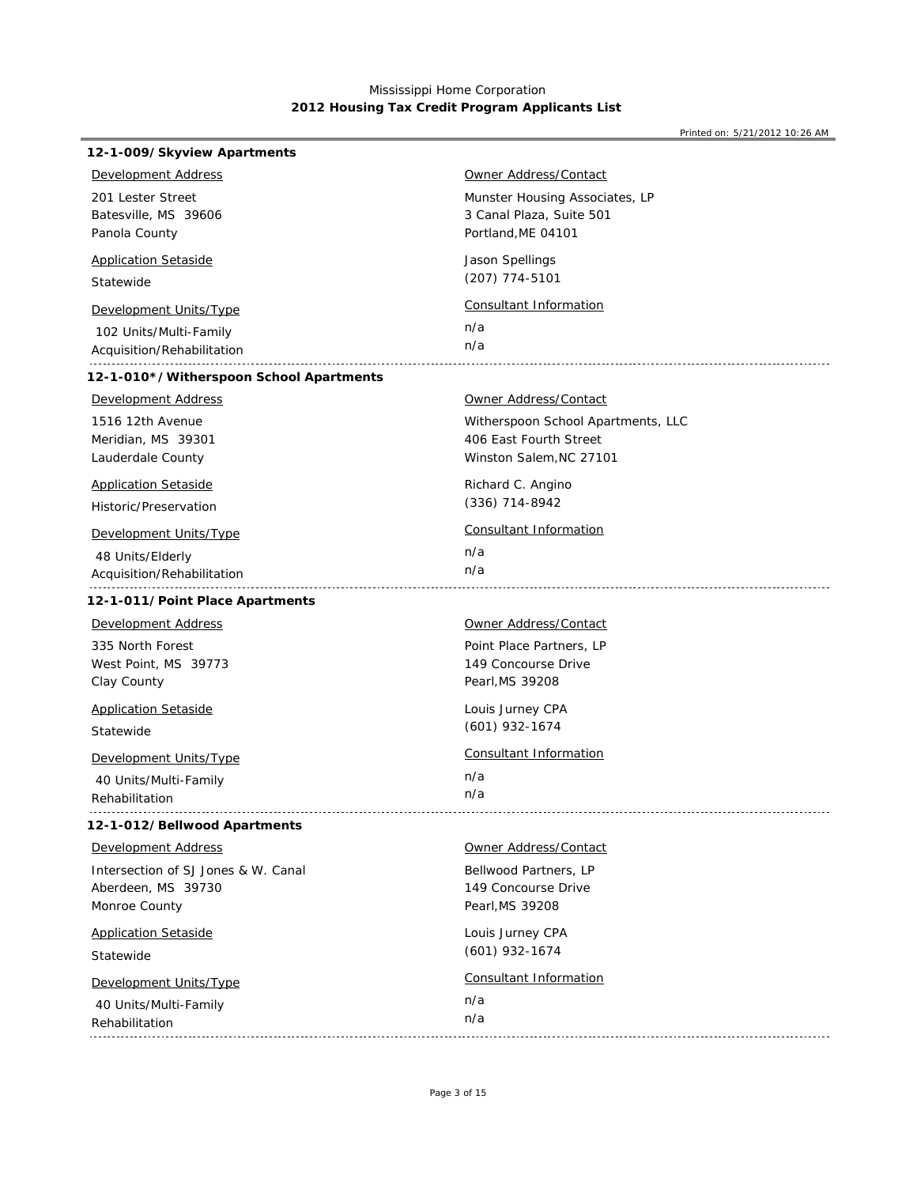Mississippi Home Corporation
**2012 Housing Tax Credit Program Applicants List**

Printed on: 5/21/2012 10:26 AM

### 12-1-009/Skyview Apartments

Development Address
201 Lester Street
Batesville, MS 39606
Panola County

Application Setaside
Statewide

Development Units/Type
102 Units/Multi-Family
Acquisition/Rehabilitation

Owner Address/Contact
Munster Housing Associates, LP
3 Canal Plaza, Suite 501
Portland,ME 04101

Jason Spellings
(207) 774-5101

Consultant Information
n/a
n/a

---

### 12-1-010*/Witherspoon School Apartments

Development Address
1516 12th Avenue
Meridian, MS 39301
Lauderdale County

Application Setaside
Historic/Preservation

Development Units/Type
48 Units/Elderly
Acquisition/Rehabilitation

Owner Address/Contact
Witherspoon School Apartments, LLC
406 East Fourth Street
Winston Salem,NC 27101

Richard C. Angino
(336) 714-8942

Consultant Information
n/a
n/a

---

### 12-1-011/Point Place Apartments

Development Address
335 North Forest
West Point, MS 39773
Clay County

Application Setaside
Statewide

Development Units/Type
40 Units/Multi-Family
Rehabilitation

Owner Address/Contact
Point Place Partners, LP
149 Concourse Drive
Pearl,MS 39208

Louis Jurney CPA
(601) 932-1674

Consultant Information
n/a
n/a

---

### 12-1-012/Bellwood Apartments

Development Address
Intersection of SJ Jones & W. Canal
Aberdeen, MS 39730
Monroe County

Application Setaside
Statewide

Development Units/Type
40 Units/Multi-Family
Rehabilitation

Owner Address/Contact
Bellwood Partners, LP
149 Concourse Drive
Pearl,MS 39208

Louis Jurney CPA
(601) 932-1674

Consultant Information
n/a
n/a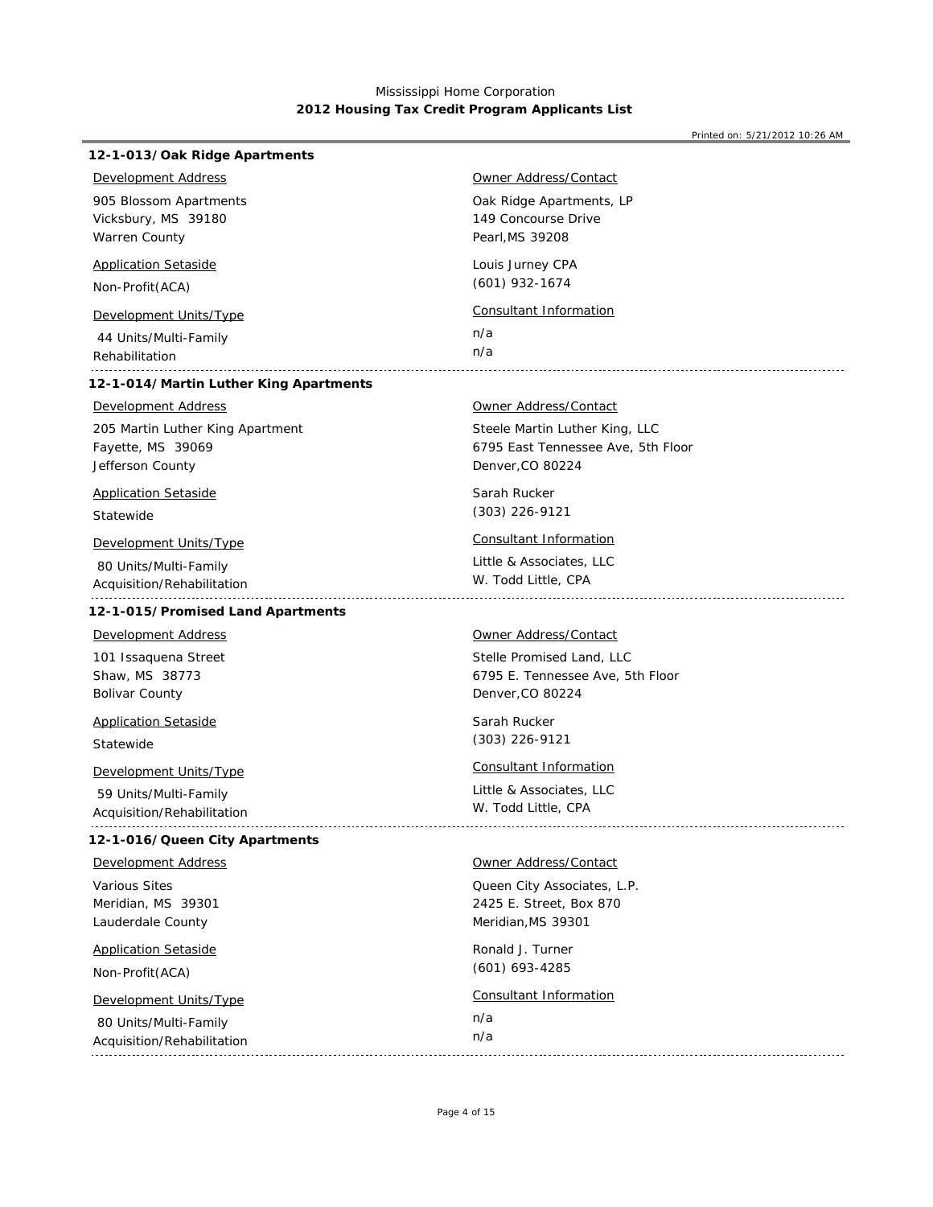Mississippi Home Corporation
**2012 Housing Tax Credit Program Applicants List**

Printed on: 5/21/2012 10:26 AM

### 12-1-013/Oak Ridge Apartments

**Development Address**
905 Blossom Apartments
Vicksbury, MS 39180
Warren County

**Application Setaside**
Non-Profit(ACA)

**Development Units/Type**
44 Units/Multi-Family
Rehabilitation

**Owner Address/Contact**
Oak Ridge Apartments, LP
149 Concourse Drive
Pearl,MS 39208

Louis Jurney CPA
(601) 932-1674

**Consultant Information**
n/a
n/a

---

### 12-1-014/Martin Luther King Apartments

**Development Address**
205 Martin Luther King Apartment
Fayette, MS 39069
Jefferson County

**Application Setaside**
Statewide

**Development Units/Type**
80 Units/Multi-Family
Acquisition/Rehabilitation

**Owner Address/Contact**
Steele Martin Luther King, LLC
6795 East Tennessee Ave, 5th Floor
Denver,CO 80224

Sarah Rucker
(303) 226-9121

**Consultant Information**
Little & Associates, LLC
W. Todd Little, CPA

---

### 12-1-015/Promised Land Apartments

**Development Address**
101 Issaquena Street
Shaw, MS 38773
Bolivar County

**Application Setaside**
Statewide

**Development Units/Type**
59 Units/Multi-Family
Acquisition/Rehabilitation

**Owner Address/Contact**
Stelle Promised Land, LLC
6795 E. Tennessee Ave, 5th Floor
Denver,CO 80224

Sarah Rucker
(303) 226-9121

**Consultant Information**
Little & Associates, LLC
W. Todd Little, CPA

---

### 12-1-016/Queen City Apartments

**Development Address**
Various Sites
Meridian, MS 39301
Lauderdale County

**Application Setaside**
Non-Profit(ACA)

**Development Units/Type**
80 Units/Multi-Family
Acquisition/Rehabilitation

**Owner Address/Contact**
Queen City Associates, L.P.
2425 E. Street, Box 870
Meridian,MS 39301

Ronald J. Turner
(601) 693-4285

**Consultant Information**
n/a
n/a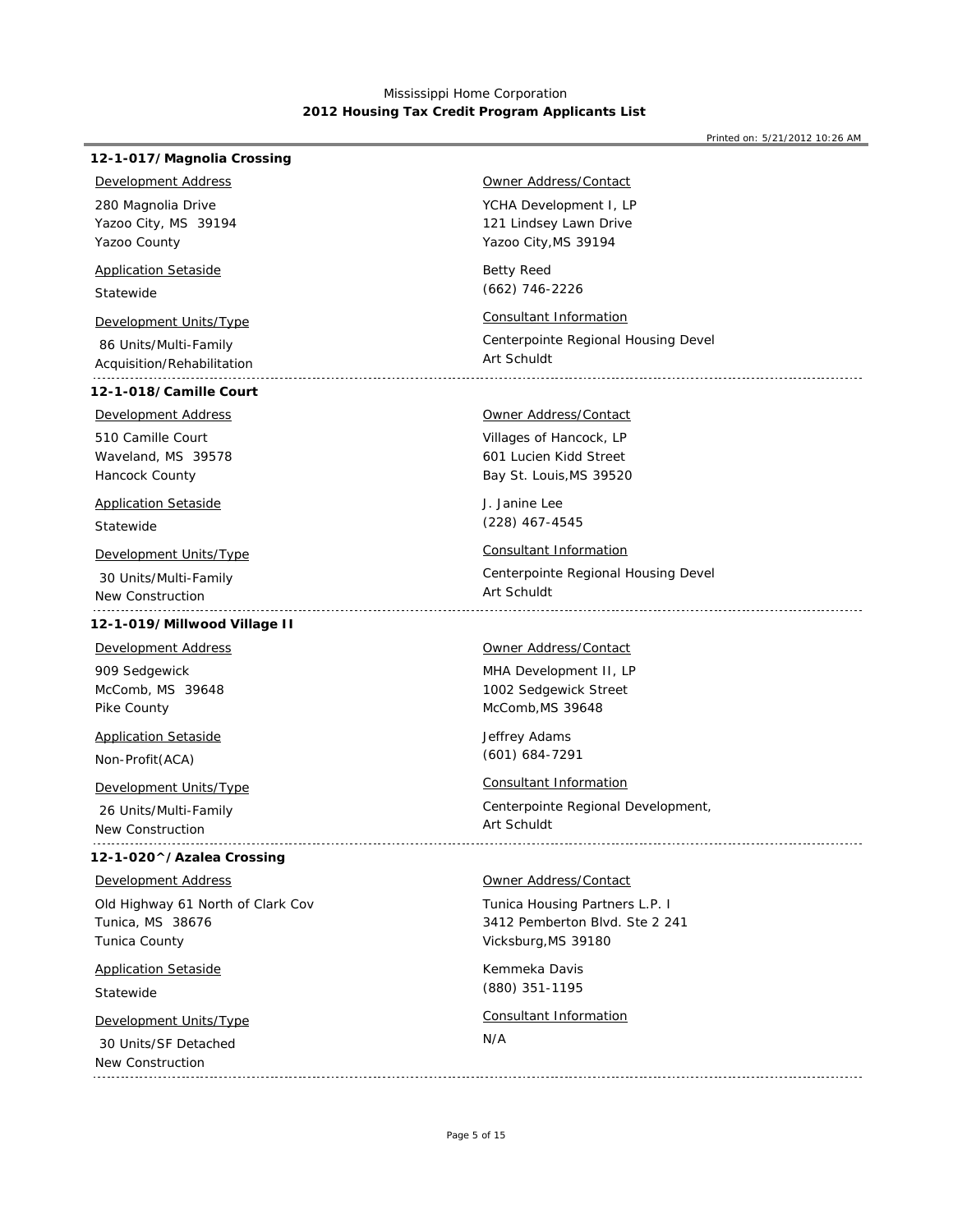Mississippi Home Corporation
**2012 Housing Tax Credit Program Applicants List**

Printed on: 5/21/2012 10:26 AM

### 12-1-017/Magnolia Crossing

Development Address

280 Magnolia Drive
Yazoo City, MS 39194
Yazoo County

Application Setaside

Statewide

Development Units/Type

86 Units/Multi-Family
Acquisition/Rehabilitation

Owner Address/Contact

YCHA Development I, LP
121 Lindsey Lawn Drive
Yazoo City,MS 39194

Betty Reed
(662) 746-2226

Consultant Information

Centerpointe Regional Housing Devel
Art Schuldt

---

### 12-1-018/Camille Court

Development Address

510 Camille Court
Waveland, MS 39578
Hancock County

Application Setaside

Statewide

Development Units/Type

30 Units/Multi-Family
New Construction

Owner Address/Contact

Villages of Hancock, LP
601 Lucien Kidd Street
Bay St. Louis,MS 39520

J. Janine Lee
(228) 467-4545

Consultant Information

Centerpointe Regional Housing Devel
Art Schuldt

---

### 12-1-019/Millwood Village II

Development Address

909 Sedgewick
McComb, MS 39648
Pike County

Application Setaside

Non-Profit(ACA)

Development Units/Type

26 Units/Multi-Family
New Construction

Owner Address/Contact

MHA Development II, LP
1002 Sedgewick Street
McComb,MS 39648

Jeffrey Adams
(601) 684-7291

Consultant Information

Centerpointe Regional Development,
Art Schuldt

---

### 12-1-020^/Azalea Crossing

Development Address

Old Highway 61 North of Clark Cov
Tunica, MS 38676
Tunica County

Application Setaside

Statewide

Development Units/Type

30 Units/SF Detached
New Construction

Owner Address/Contact

Tunica Housing Partners L.P. I
3412 Pemberton Blvd. Ste 2 241
Vicksburg,MS 39180

Kemmeka Davis
(880) 351-1195

Consultant Information

N/A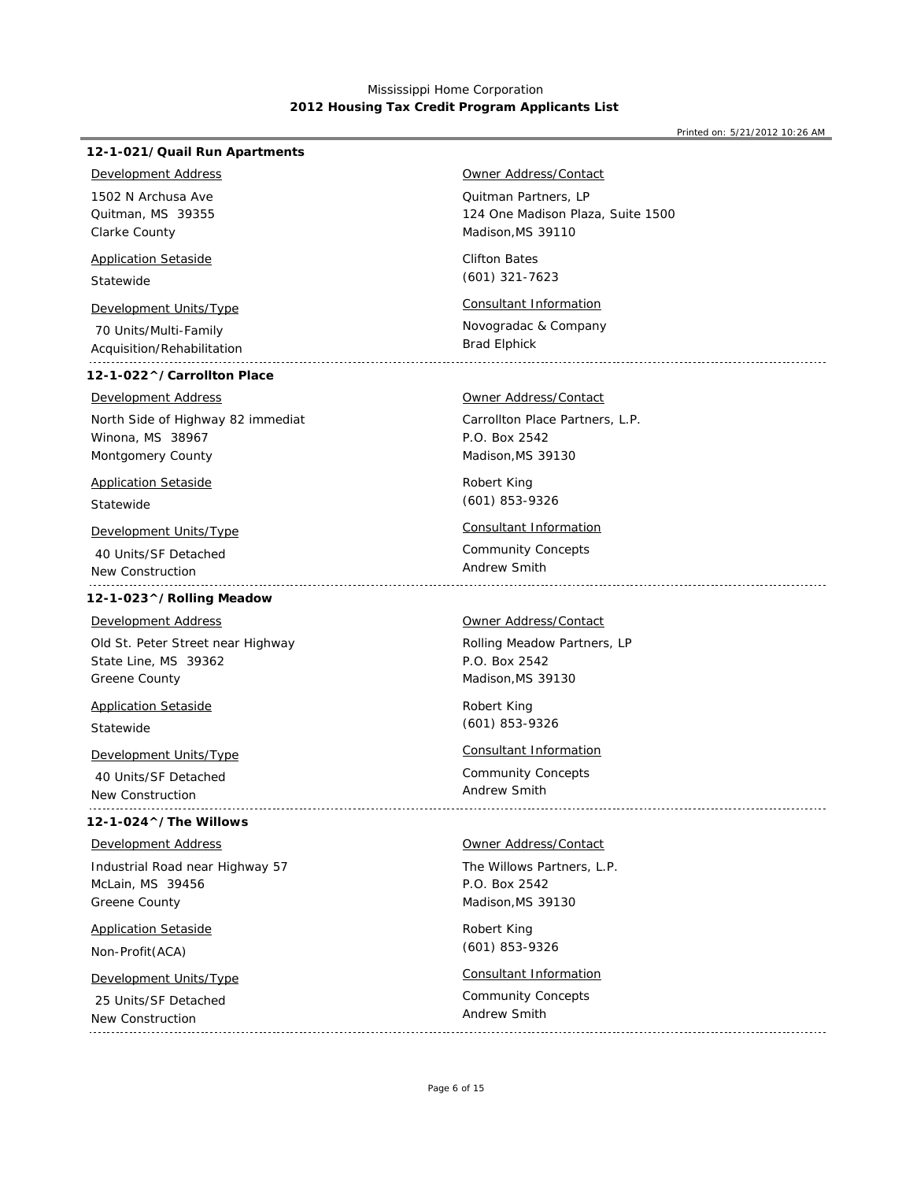Mississippi Home Corporation
**2012 Housing Tax Credit Program Applicants List**

Printed on: 5/21/2012 10:26 AM

### 12-1-021/ Quail Run Apartments

**Development Address**
1502 N Archusa Ave
Quitman, MS 39355
Clarke County

**Application Setaside**
Statewide

**Development Units/Type**
70 Units/Multi-Family
Acquisition/Rehabilitation

**Owner Address/Contact**
Quitman Partners, LP
124 One Madison Plaza, Suite 1500
Madison,MS 39110

Clifton Bates
(601) 321-7623

**Consultant Information**
Novogradac & Company
Brad Elphick

---

### 12-1-022^/ Carrollton Place

**Development Address**
North Side of Highway 82 immediat
Winona, MS 38967
Montgomery County

**Application Setaside**
Statewide

**Development Units/Type**
40 Units/SF Detached
New Construction

**Owner Address/Contact**
Carrollton Place Partners, L.P.
P.O. Box 2542
Madison,MS 39130

Robert King
(601) 853-9326

**Consultant Information**
Community Concepts
Andrew Smith

---

### 12-1-023^/ Rolling Meadow

**Development Address**
Old St. Peter Street near Highway
State Line, MS 39362
Greene County

**Application Setaside**
Statewide

**Development Units/Type**
40 Units/SF Detached
New Construction

**Owner Address/Contact**
Rolling Meadow Partners, LP
P.O. Box 2542
Madison,MS 39130

Robert King
(601) 853-9326

**Consultant Information**
Community Concepts
Andrew Smith

---

### 12-1-024^/ The Willows

**Development Address**
Industrial Road near Highway 57
McLain, MS 39456
Greene County

**Application Setaside**
Non-Profit(ACA)

**Development Units/Type**
25 Units/SF Detached
New Construction

**Owner Address/Contact**
The Willows Partners, L.P.
P.O. Box 2542
Madison,MS 39130

Robert King
(601) 853-9326

**Consultant Information**
Community Concepts
Andrew Smith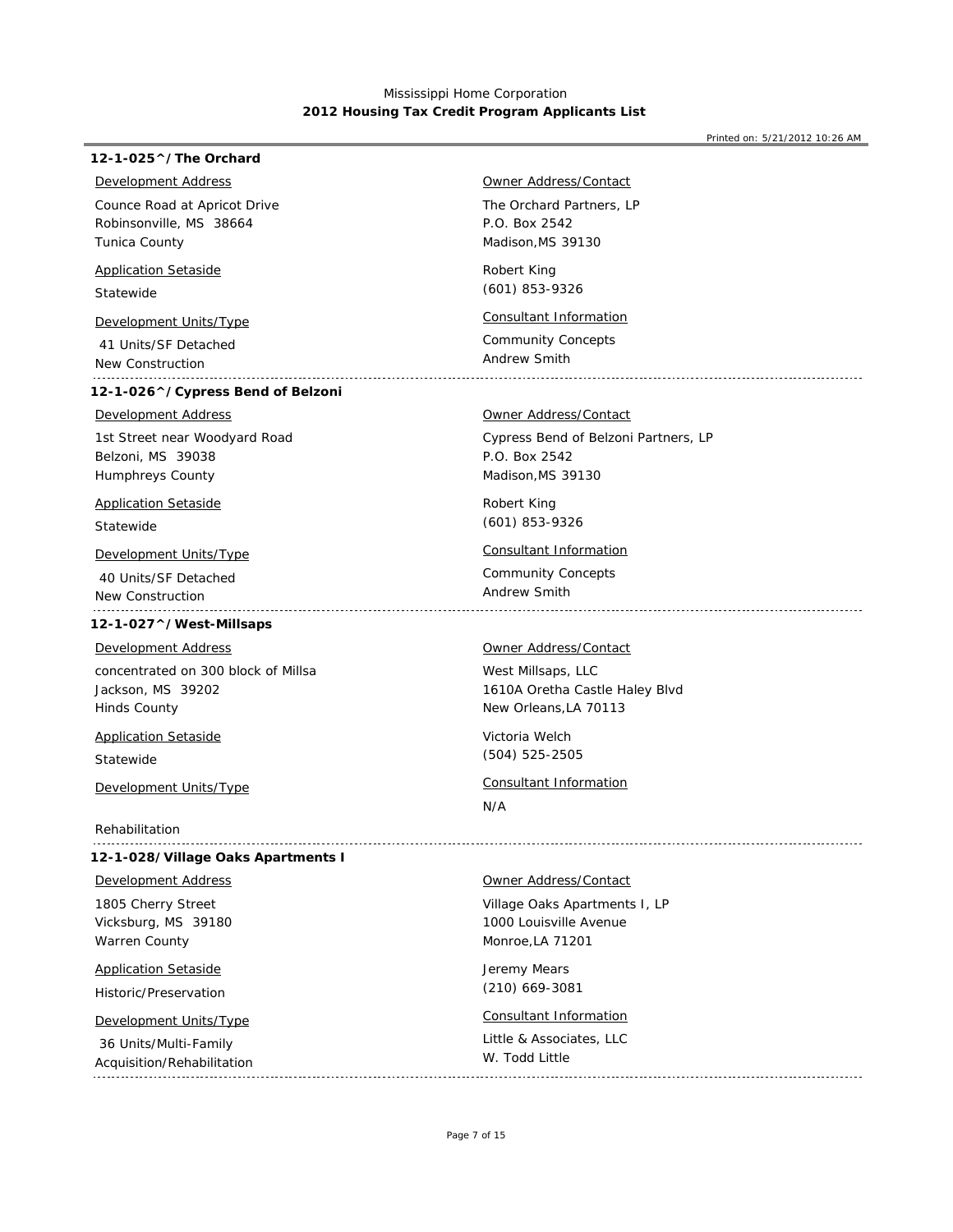Mississippi Home Corporation
**2012 Housing Tax Credit Program Applicants List**

Printed on: 5/21/2012 10:26 AM

### 12-1-025^/The Orchard

**Development Address**
Counce Road at Apricot Drive
Robinsonville, MS 38664
Tunica County

**Application Setaside**
Statewide

**Development Units/Type**
41 Units/SF Detached
New Construction

**Owner Address/Contact**
The Orchard Partners, LP
P.O. Box 2542
Madison,MS 39130

Robert King
(601) 853-9326

**Consultant Information**
Community Concepts
Andrew Smith

---

### 12-1-026^/Cypress Bend of Belzoni

**Development Address**
1st Street near Woodyard Road
Belzoni, MS 39038
Humphreys County

**Application Setaside**
Statewide

**Development Units/Type**
40 Units/SF Detached
New Construction

**Owner Address/Contact**
Cypress Bend of Belzoni Partners, LP
P.O. Box 2542
Madison,MS 39130

Robert King
(601) 853-9326

**Consultant Information**
Community Concepts
Andrew Smith

---

### 12-1-027^/West-Millsaps

**Development Address**
concentrated on 300 block of Millsa
Jackson, MS 39202
Hinds County

**Application Setaside**
Statewide

**Development Units/Type**
Rehabilitation

**Owner Address/Contact**
West Millsaps, LLC
1610A Oretha Castle Haley Blvd
New Orleans,LA 70113

Victoria Welch
(504) 525-2505

**Consultant Information**
N/A

---

### 12-1-028/Village Oaks Apartments I

**Development Address**
1805 Cherry Street
Vicksburg, MS 39180
Warren County

**Application Setaside**
Historic/Preservation

**Development Units/Type**
36 Units/Multi-Family
Acquisition/Rehabilitation

**Owner Address/Contact**
Village Oaks Apartments I, LP
1000 Louisville Avenue
Monroe,LA 71201

Jeremy Mears
(210) 669-3081

**Consultant Information**
Little & Associates, LLC
W. Todd Little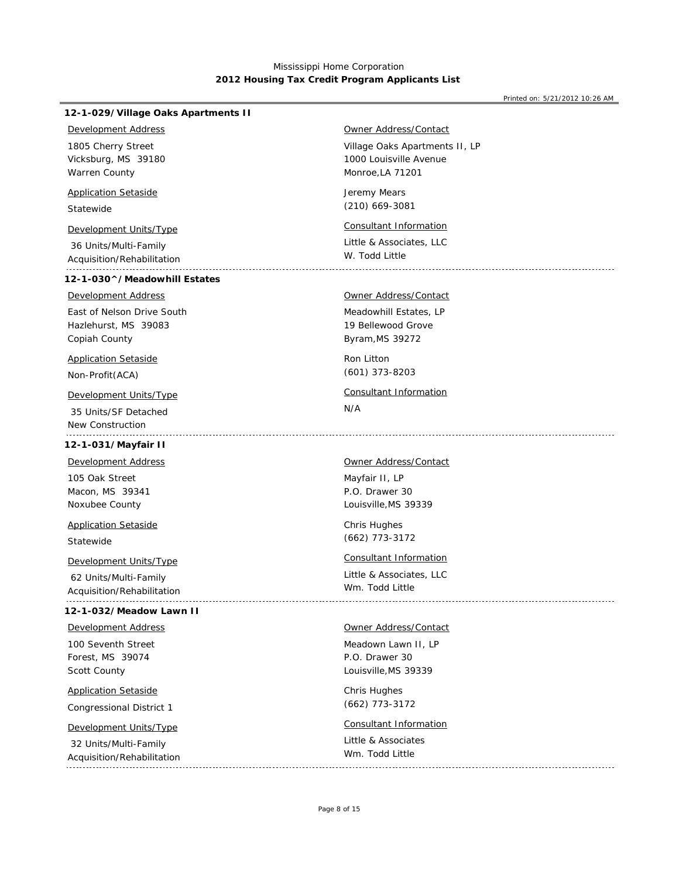Mississippi Home Corporation
**2012 Housing Tax Credit Program Applicants List**

Printed on: 5/21/2012 10:26 AM

### 12-1-029/Village Oaks Apartments II

Development Address

1805 Cherry Street
Vicksburg, MS 39180
Warren County

Application Setaside

Statewide

Development Units/Type

36 Units/Multi-Family
Acquisition/Rehabilitation

Owner Address/Contact

Village Oaks Apartments II, LP
1000 Louisville Avenue
Monroe,LA 71201

Jeremy Mears
(210) 669-3081

Consultant Information

Little & Associates, LLC
W. Todd Little

---

### 12-1-030^/Meadowhill Estates

Development Address

East of Nelson Drive South
Hazlehurst, MS 39083
Copiah County

Application Setaside

Non-Profit(ACA)

Development Units/Type

35 Units/SF Detached
New Construction

Owner Address/Contact

Meadowhill Estates, LP
19 Bellewood Grove
Byram,MS 39272

Ron Litton
(601) 373-8203

Consultant Information

N/A

---

### 12-1-031/Mayfair II

Development Address

105 Oak Street
Macon, MS 39341
Noxubee County

Application Setaside

Statewide

Development Units/Type

62 Units/Multi-Family
Acquisition/Rehabilitation

Owner Address/Contact

Mayfair II, LP
P.O. Drawer 30
Louisville,MS 39339

Chris Hughes
(662) 773-3172

Consultant Information

Little & Associates, LLC
Wm. Todd Little

---

### 12-1-032/Meadow Lawn II

Development Address

100 Seventh Street
Forest, MS 39074
Scott County

Application Setaside

Congressional District 1

Development Units/Type

32 Units/Multi-Family
Acquisition/Rehabilitation

Owner Address/Contact

Meadown Lawn II, LP
P.O. Drawer 30
Louisville,MS 39339

Chris Hughes
(662) 773-3172

Consultant Information

Little & Associates
Wm. Todd Little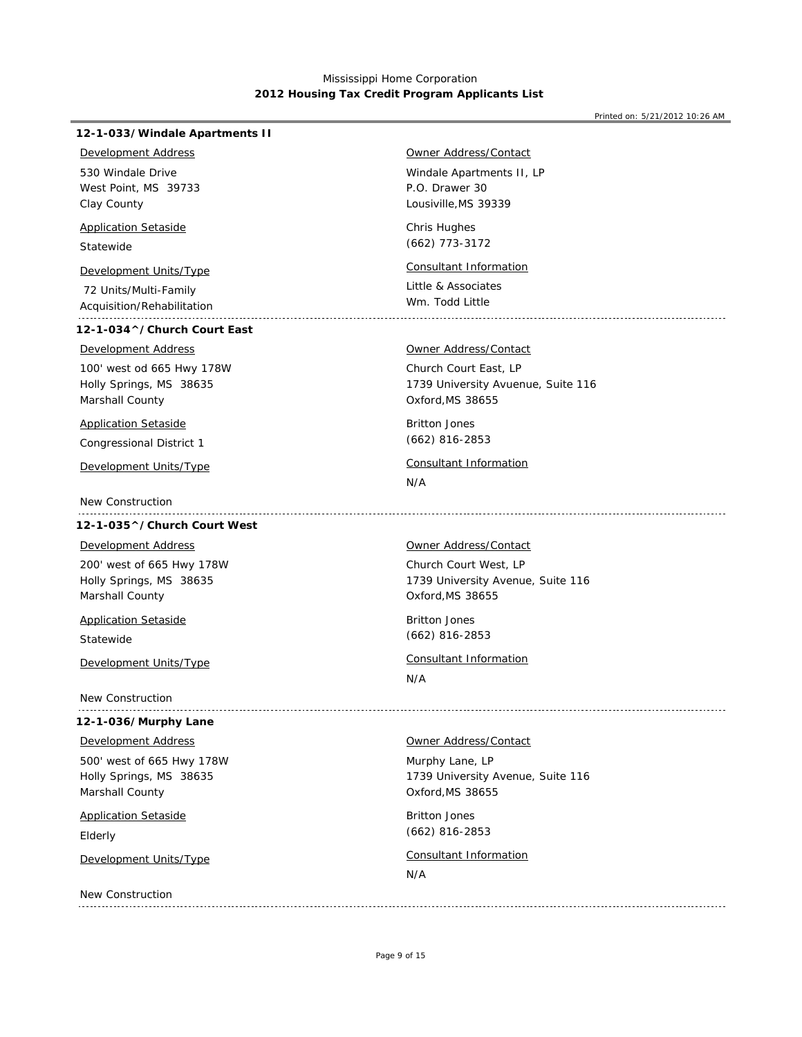Mississippi Home Corporation
**2012 Housing Tax Credit Program Applicants List**

Printed on: 5/21/2012 10:26 AM

### 12-1-033/Windale Apartments II

Development Address

530 Windale Drive
West Point, MS 39733
Clay County

Application Setaside

Statewide

Development Units/Type

72 Units/Multi-Family
Acquisition/Rehabilitation

Owner Address/Contact

Windale Apartments II, LP
P.O. Drawer 30
Lousiville,MS 39339

Chris Hughes
(662) 773-3172

Consultant Information

Little & Associates
Wm. Todd Little

---

### 12-1-034^/Church Court East

Development Address

100' west od 665 Hwy 178W
Holly Springs, MS 38635
Marshall County

Application Setaside

Congressional District 1

Development Units/Type

New Construction

Owner Address/Contact

Church Court East, LP
1739 University Avuenue, Suite 116
Oxford,MS 38655

Britton Jones
(662) 816-2853

Consultant Information

N/A

---

### 12-1-035^/Church Court West

Development Address

200' west of 665 Hwy 178W
Holly Springs, MS 38635
Marshall County

Application Setaside

Statewide

Development Units/Type

New Construction

Owner Address/Contact

Church Court West, LP
1739 University Avenue, Suite 116
Oxford,MS 38655

Britton Jones
(662) 816-2853

Consultant Information

N/A

---

### 12-1-036/Murphy Lane

Development Address

500' west of 665 Hwy 178W
Holly Springs, MS 38635
Marshall County

Application Setaside

Elderly

Development Units/Type

New Construction

Owner Address/Contact

Murphy Lane, LP
1739 University Avenue, Suite 116
Oxford,MS 38655

Britton Jones
(662) 816-2853

Consultant Information

N/A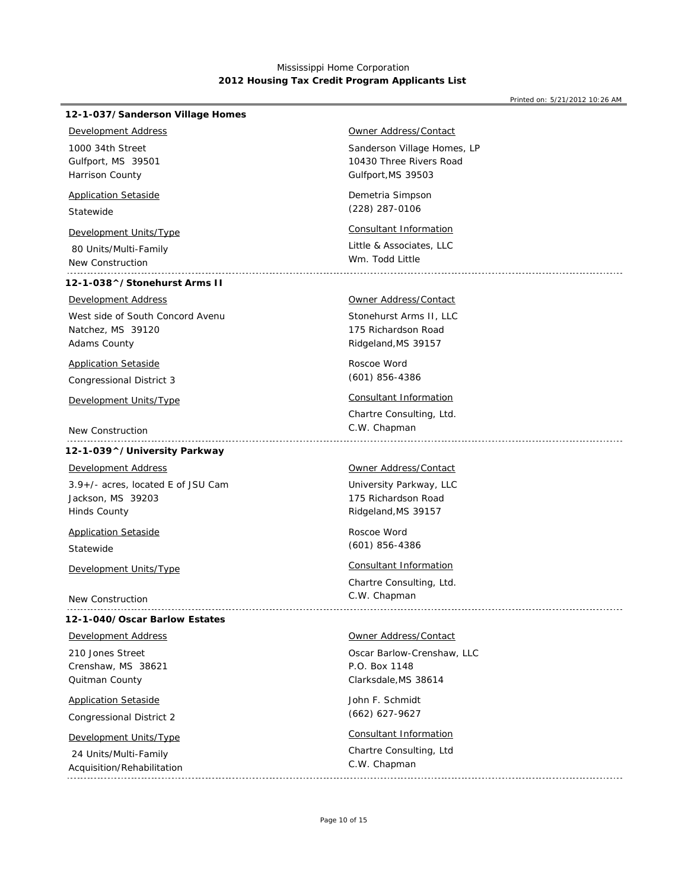Mississippi Home Corporation
**2012 Housing Tax Credit Program Applicants List**

Printed on: 5/21/2012 10:26 AM

### 12-1-037/Sanderson Village Homes

Development Address

1000 34th Street
Gulfport, MS 39501
Harrison County

Application Setaside

Statewide

Development Units/Type

80 Units/Multi-Family
New Construction

Owner Address/Contact

Sanderson Village Homes, LP
10430 Three Rivers Road
Gulfport,MS 39503

Demetria Simpson
(228) 287-0106

Consultant Information

Little & Associates, LLC
Wm. Todd Little

---

### 12-1-038^/Stonehurst Arms II

Development Address

West side of South Concord Avenu
Natchez, MS 39120
Adams County

Application Setaside

Congressional District 3

Development Units/Type

New Construction

Owner Address/Contact

Stonehurst Arms II, LLC
175 Richardson Road
Ridgeland,MS 39157

Roscoe Word
(601) 856-4386

Consultant Information

Chartre Consulting, Ltd.
C.W. Chapman

---

### 12-1-039^/University Parkway

Development Address

3.9+/- acres, located E of JSU Cam
Jackson, MS 39203
Hinds County

Application Setaside

Statewide

Development Units/Type

New Construction

Owner Address/Contact

University Parkway, LLC
175 Richardson Road
Ridgeland,MS 39157

Roscoe Word
(601) 856-4386

Consultant Information

Chartre Consulting, Ltd.
C.W. Chapman

---

### 12-1-040/Oscar Barlow Estates

Development Address

210 Jones Street
Crenshaw, MS 38621
Quitman County

Application Setaside

Congressional District 2

Development Units/Type

24 Units/Multi-Family
Acquisition/Rehabilitation

Owner Address/Contact

Oscar Barlow-Crenshaw, LLC
P.O. Box 1148
Clarksdale,MS 38614

John F. Schmidt
(662) 627-9627

Consultant Information

Chartre Consulting, Ltd
C.W. Chapman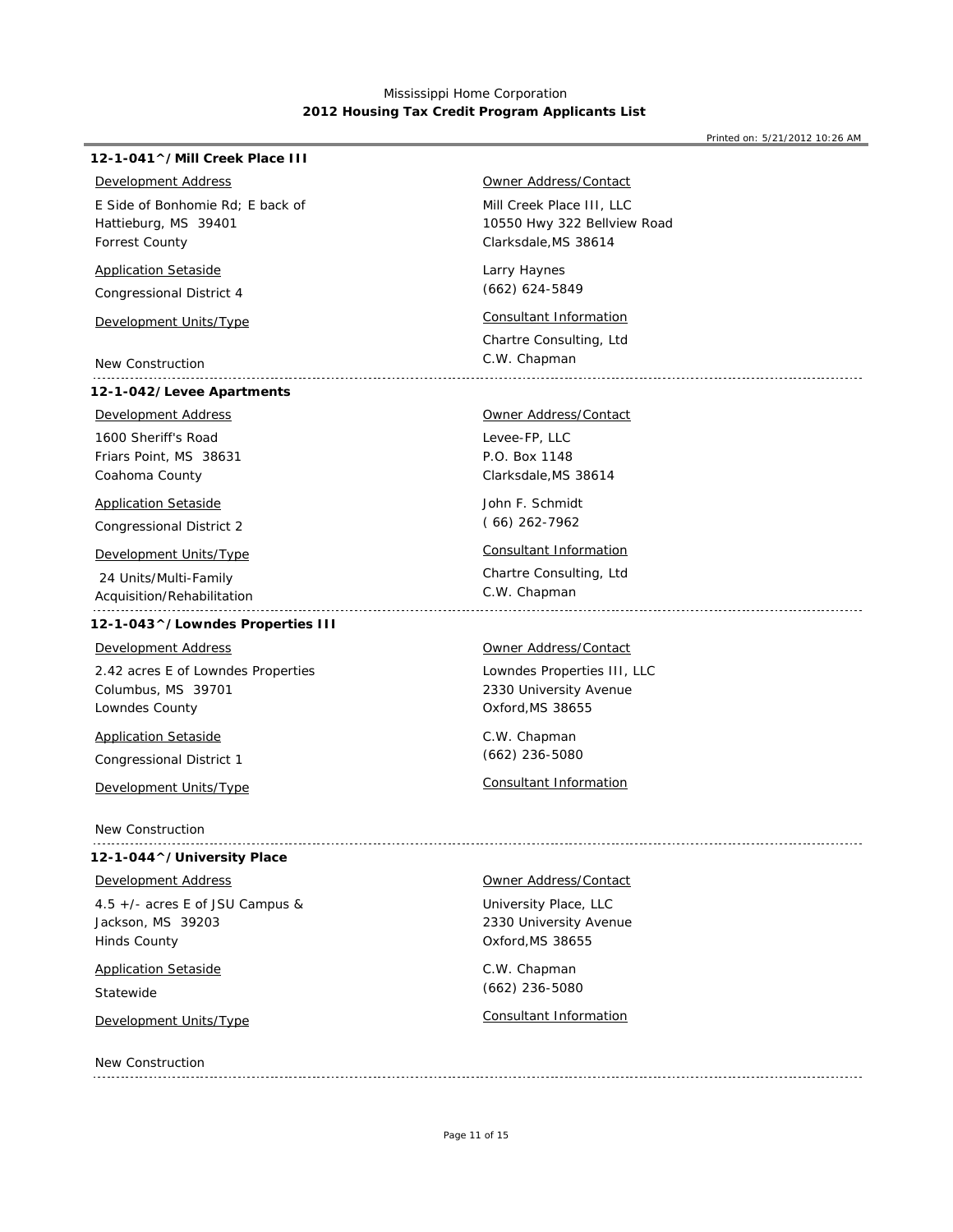Mississippi Home Corporation
**2012 Housing Tax Credit Program Applicants List**

Printed on: 5/21/2012 10:26 AM

### 12-1-041^/Mill Creek Place III

Development Address

E Side of Bonhomie Rd; E back of
Hattieburg, MS 39401
Forrest County

Application Setaside

Congressional District 4

Development Units/Type

New Construction

Owner Address/Contact

Mill Creek Place III, LLC
10550 Hwy 322 Bellview Road
Clarksdale,MS 38614

Larry Haynes
(662) 624-5849

Consultant Information

Chartre Consulting, Ltd
C.W. Chapman

---

### 12-1-042/Levee Apartments

Development Address

1600 Sheriff's Road
Friars Point, MS 38631
Coahoma County

Application Setaside

Congressional District 2

Development Units/Type

24 Units/Multi-Family
Acquisition/Rehabilitation

Owner Address/Contact

Levee-FP, LLC
P.O. Box 1148
Clarksdale,MS 38614

John F. Schmidt
( 66) 262-7962

Consultant Information

Chartre Consulting, Ltd
C.W. Chapman

---

### 12-1-043^/Lowndes Properties III

Development Address

2.42 acres E of Lowndes Properties
Columbus, MS 39701
Lowndes County

Application Setaside

Congressional District 1

Development Units/Type

New Construction

Owner Address/Contact

Lowndes Properties III, LLC
2330 University Avenue
Oxford,MS 38655

C.W. Chapman
(662) 236-5080

Consultant Information

---

### 12-1-044^/University Place

Development Address

4.5 +/- acres E of JSU Campus &
Jackson, MS 39203
Hinds County

Application Setaside

Statewide

Development Units/Type

New Construction

Owner Address/Contact

University Place, LLC
2330 University Avenue
Oxford,MS 38655

C.W. Chapman
(662) 236-5080

Consultant Information

---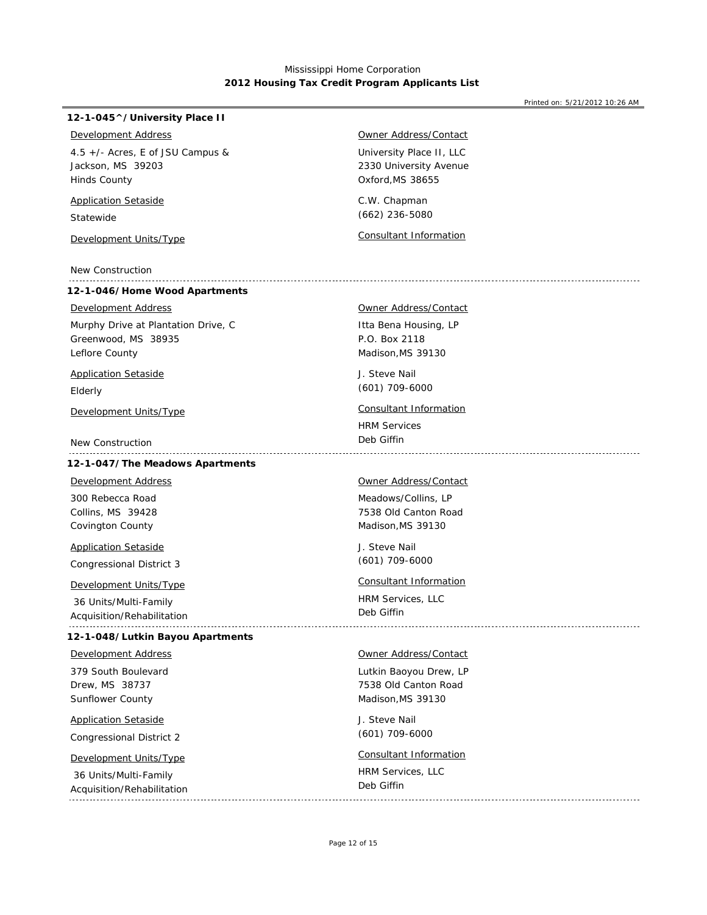Mississippi Home Corporation

**2012 Housing Tax Credit Program Applicants List**

Printed on: 5/21/2012 10:26 AM

---

### 12-1-045^/University Place II

**Development Address**
4.5 +/- Acres, E of JSU Campus &
Jackson, MS 39203
Hinds County

**Application Setaside**
Statewide

**Development Units/Type**

New Construction

**Owner Address/Contact**
University Place II, LLC
2330 University Avenue
Oxford,MS 38655

C.W. Chapman
(662) 236-5080

**Consultant Information**

---

### 12-1-046/Home Wood Apartments

**Development Address**
Murphy Drive at Plantation Drive, C
Greenwood, MS 38935
Leflore County

**Application Setaside**
Elderly

**Development Units/Type**

New Construction

**Owner Address/Contact**
Itta Bena Housing, LP
P.O. Box 2118
Madison,MS 39130

J. Steve Nail
(601) 709-6000

**Consultant Information**
HRM Services
Deb Giffin

---

### 12-1-047/The Meadows Apartments

**Development Address**
300 Rebecca Road
Collins, MS 39428
Covington County

**Application Setaside**
Congressional District 3

**Development Units/Type**
36 Units/Multi-Family
Acquisition/Rehabilitation

**Owner Address/Contact**
Meadows/Collins, LP
7538 Old Canton Road
Madison,MS 39130

J. Steve Nail
(601) 709-6000

**Consultant Information**
HRM Services, LLC
Deb Giffin

---

### 12-1-048/Lutkin Bayou Apartments

**Development Address**
379 South Boulevard
Drew, MS 38737
Sunflower County

**Application Setaside**
Congressional District 2

**Development Units/Type**
36 Units/Multi-Family
Acquisition/Rehabilitation

**Owner Address/Contact**
Lutkin Baoyou Drew, LP
7538 Old Canton Road
Madison,MS 39130

J. Steve Nail
(601) 709-6000

**Consultant Information**
HRM Services, LLC
Deb Giffin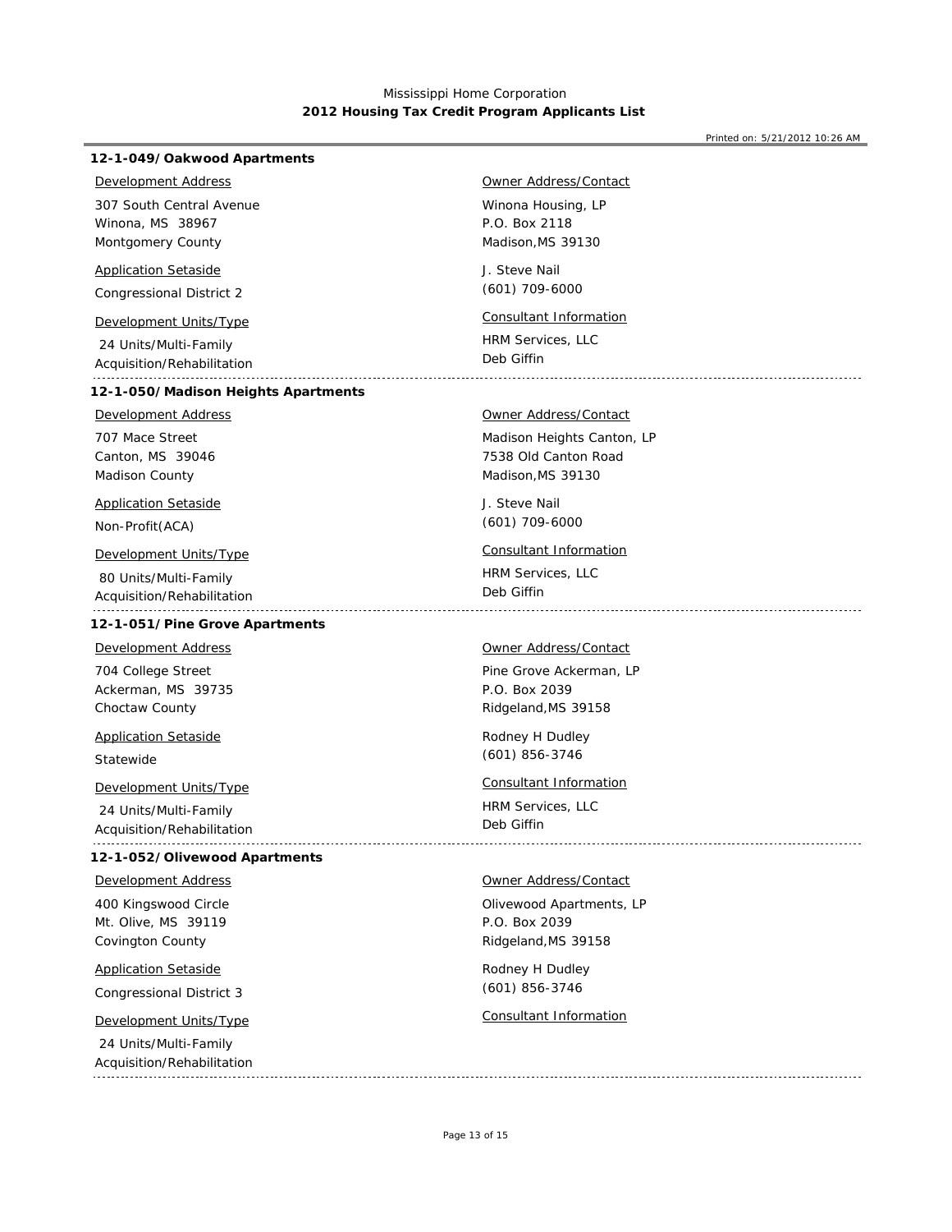Mississippi Home Corporation
**2012 Housing Tax Credit Program Applicants List**

Printed on: 5/21/2012 10:26 AM

### 12-1-049/Oakwood Apartments

Development Address

307 South Central Avenue
Winona, MS 38967
Montgomery County

Application Setaside

Congressional District 2

Development Units/Type

24 Units/Multi-Family
Acquisition/Rehabilitation

Owner Address/Contact

Winona Housing, LP
P.O. Box 2118
Madison,MS 39130

J. Steve Nail
(601) 709-6000

Consultant Information

HRM Services, LLC
Deb Giffin

---

### 12-1-050/Madison Heights Apartments

Development Address

707 Mace Street
Canton, MS 39046
Madison County

Application Setaside

Non-Profit(ACA)

Development Units/Type

80 Units/Multi-Family
Acquisition/Rehabilitation

Owner Address/Contact

Madison Heights Canton, LP
7538 Old Canton Road
Madison,MS 39130

J. Steve Nail
(601) 709-6000

Consultant Information

HRM Services, LLC
Deb Giffin

---

### 12-1-051/Pine Grove Apartments

Development Address

704 College Street
Ackerman, MS 39735
Choctaw County

Application Setaside

Statewide

Development Units/Type

24 Units/Multi-Family
Acquisition/Rehabilitation

Owner Address/Contact

Pine Grove Ackerman, LP
P.O. Box 2039
Ridgeland,MS 39158

Rodney H Dudley
(601) 856-3746

Consultant Information

HRM Services, LLC
Deb Giffin

---

### 12-1-052/Olivewood Apartments

Development Address

400 Kingswood Circle
Mt. Olive, MS 39119
Covington County

Application Setaside

Congressional District 3

Development Units/Type

24 Units/Multi-Family
Acquisition/Rehabilitation

Owner Address/Contact

Olivewood Apartments, LP
P.O. Box 2039
Ridgeland,MS 39158

Rodney H Dudley
(601) 856-3746

Consultant Information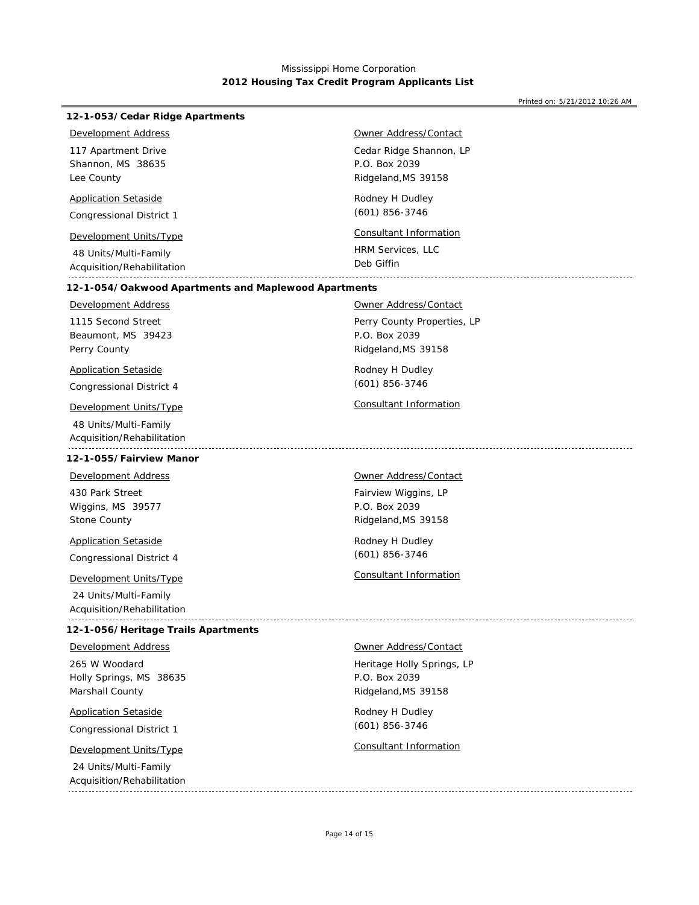Mississippi Home Corporation
**2012 Housing Tax Credit Program Applicants List**

Printed on: 5/21/2012 10:26 AM

### 12-1-053/Cedar Ridge Apartments

Development Address

117 Apartment Drive
Shannon, MS 38635
Lee County

Application Setaside

Congressional District 1

Development Units/Type

48 Units/Multi-Family
Acquisition/Rehabilitation

Owner Address/Contact

Cedar Ridge Shannon, LP
P.O. Box 2039
Ridgeland,MS 39158

Rodney H Dudley
(601) 856-3746

Consultant Information

HRM Services, LLC
Deb Giffin

---

### 12-1-054/Oakwood Apartments and Maplewood Apartments

Development Address

1115 Second Street
Beaumont, MS 39423
Perry County

Application Setaside

Congressional District 4

Development Units/Type

48 Units/Multi-Family
Acquisition/Rehabilitation

Owner Address/Contact

Perry County Properties, LP
P.O. Box 2039
Ridgeland,MS 39158

Rodney H Dudley
(601) 856-3746

Consultant Information

---

### 12-1-055/Fairview Manor

Development Address

430 Park Street
Wiggins, MS 39577
Stone County

Application Setaside

Congressional District 4

Development Units/Type

24 Units/Multi-Family
Acquisition/Rehabilitation

Owner Address/Contact

Fairview Wiggins, LP
P.O. Box 2039
Ridgeland,MS 39158

Rodney H Dudley
(601) 856-3746

Consultant Information

---

### 12-1-056/Heritage Trails Apartments

Development Address

265 W Woodard
Holly Springs, MS 38635
Marshall County

Application Setaside

Congressional District 1

Development Units/Type

24 Units/Multi-Family
Acquisition/Rehabilitation

Owner Address/Contact

Heritage Holly Springs, LP
P.O. Box 2039
Ridgeland,MS 39158

Rodney H Dudley
(601) 856-3746

Consultant Information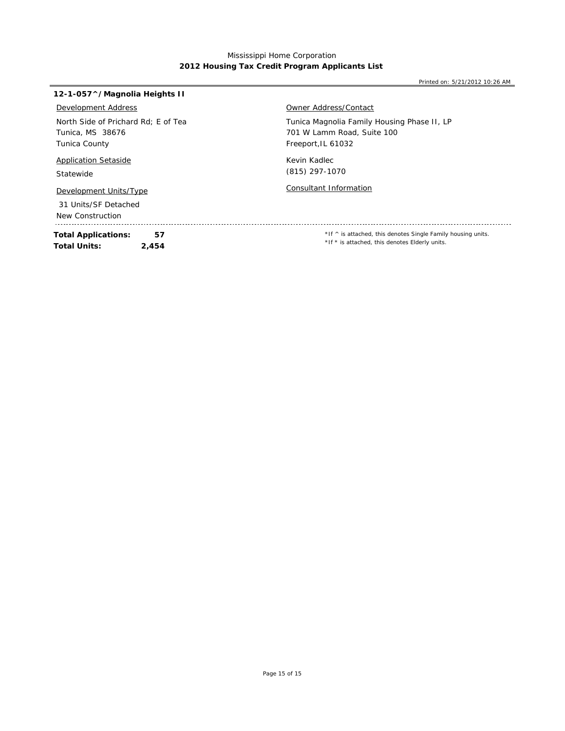### 12-1-057^/ Magnolia Heights II

**Development Address**

North Side of Prichard Rd; E of Tea
Tunica, MS 38676
Tunica County

**Application Setaside**

Statewide

**Development Units/Type**

31 Units/SF Detached
New Construction

**Owner Address/Contact**

Tunica Magnolia Family Housing Phase II, LP
701 W Lamm Road, Suite 100
Freeport,IL 61032

Kevin Kadlec
(815) 297-1070

**Consultant Information**

---

**Total Applications:** 57
**Total Units:** 2,454

*If ^ is attached, this denotes Single Family housing units.
*If * is attached, this denotes Elderly units.